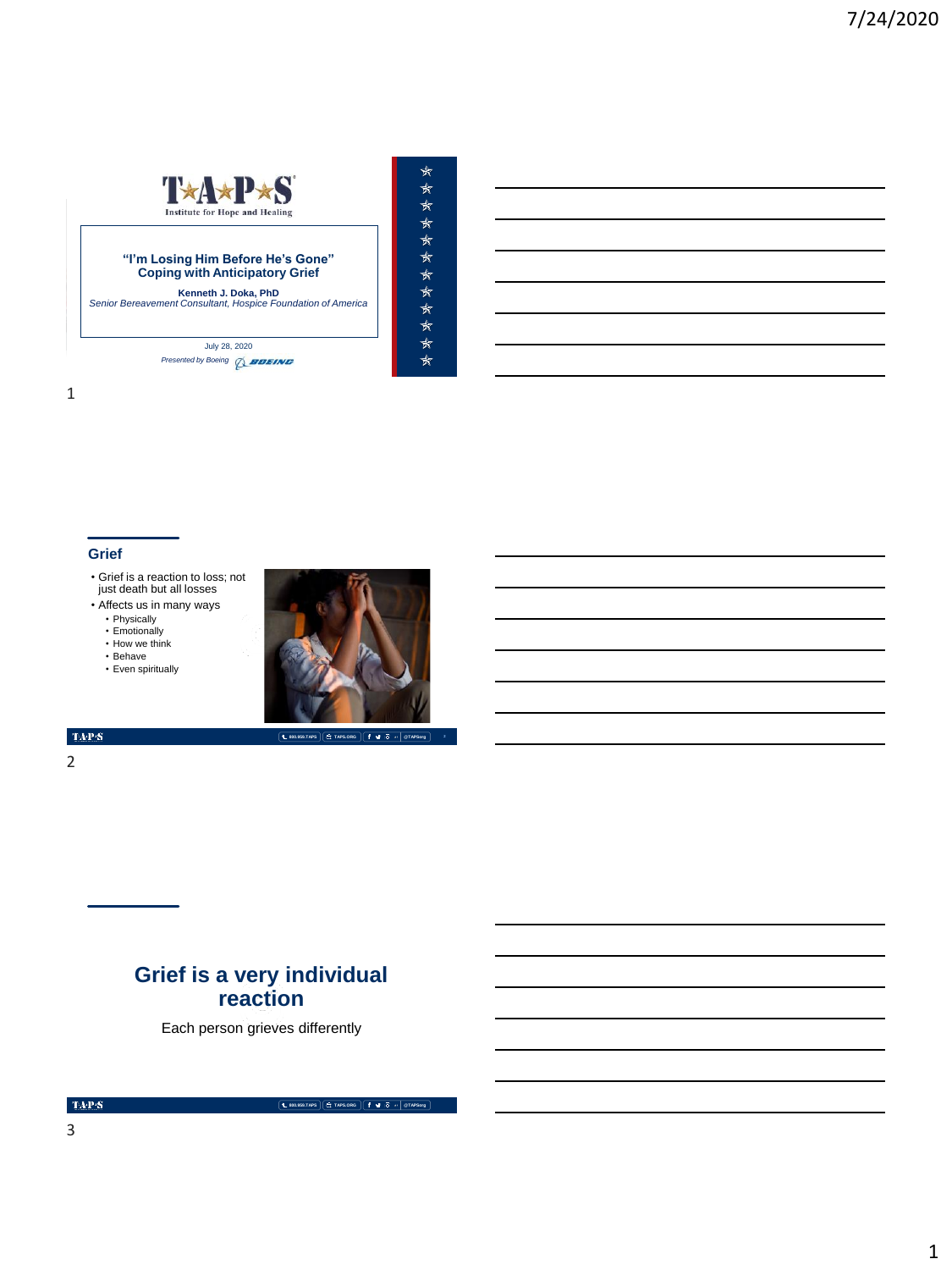**TAPS**
Institute for Hope and Healing

## "I'm Losing Him Before He's Gone" Coping with Anticipatory Grief

**Kenneth J. Doka, PhD**
*Senior Bereavement Consultant, Hospice Foundation of America*

July 28, 2020

*Presented by Boeing*

## Grief

- Grief is a reaction to loss; not just death but all losses
- Affects us in many ways
  - Physically
  - Emotionally
  - How we think
  - Behave
  - Even spiritually

## Grief is a very individual reaction

Each person grieves differently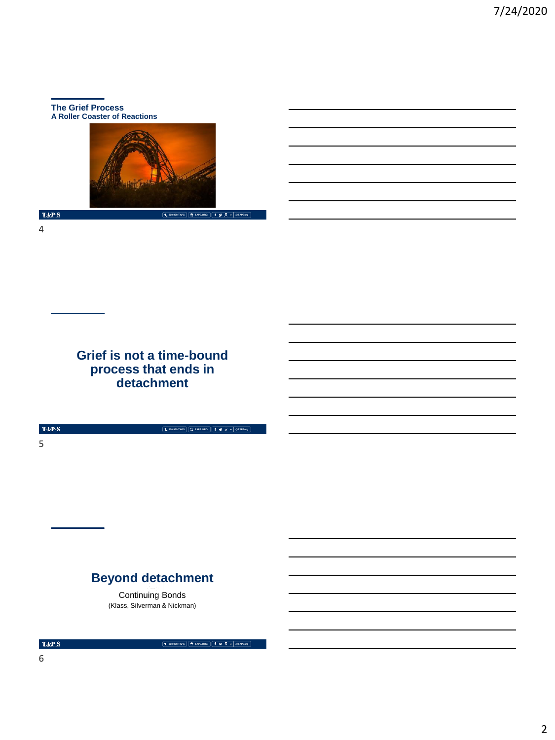## The Grief Process

### A Roller Coaster of Reactions

## Grief is not a time-bound process that ends in detachment

## Beyond detachment

Continuing Bonds

(Klass, Silverman & Nickman)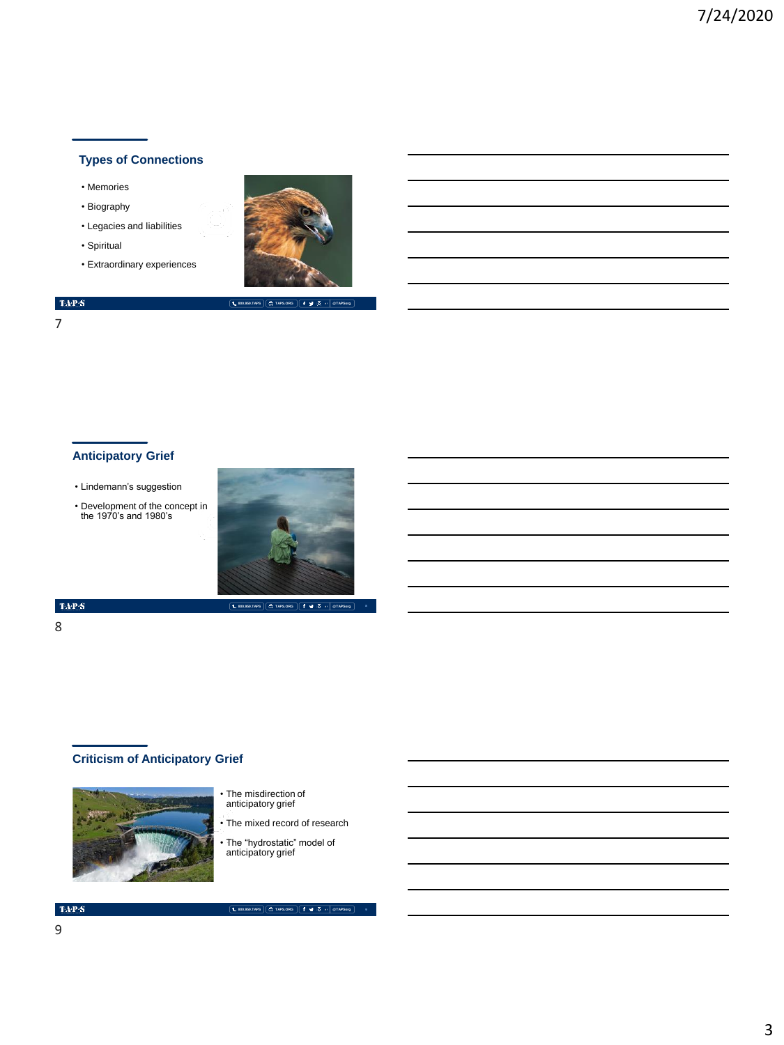## Types of Connections

- Memories
- Biography
- Legacies and liabilities
- Spiritual
- Extraordinary experiences

## Anticipatory Grief

- Lindemann's suggestion
- Development of the concept in the 1970's and 1980's

## Criticism of Anticipatory Grief

- The misdirection of anticipatory grief
- The mixed record of research
- The "hydrostatic" model of anticipatory grief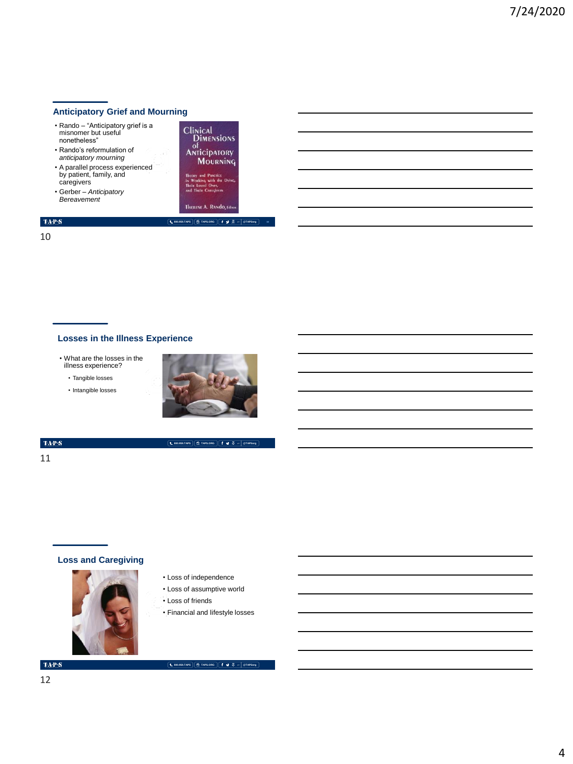## Anticipatory Grief and Mourning

- Rando – "Anticipatory grief is a misnomer but useful nonetheless"
- Rando's reformulation of *anticipatory mourning*
- A parallel process experienced by patient, family, and caregivers
- Gerber – *Anticipatory Bereavement*

## Losses in the Illness Experience

- What are the losses in the illness experience?
  - Tangible losses
  - Intangible losses

## Loss and Caregiving

- Loss of independence
- Loss of assumptive world
- Loss of friends
- Financial and lifestyle losses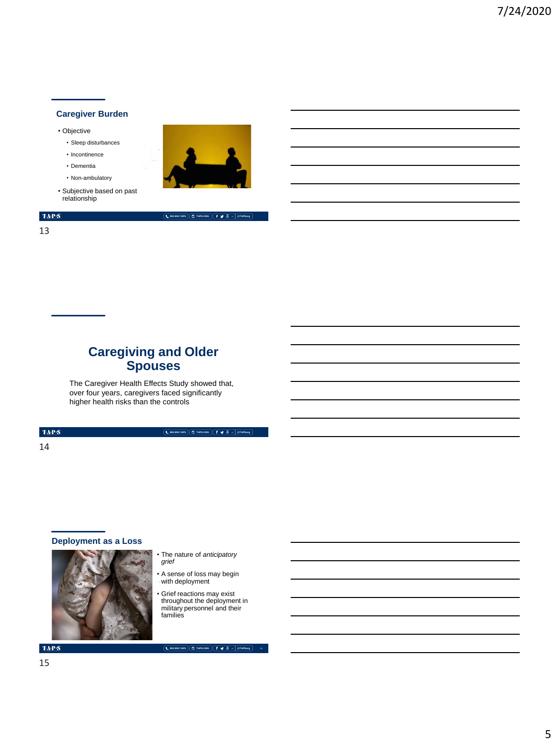## Caregiver Burden

- Objective
  - Sleep disturbances
  - Incontinence
  - Dementia
  - Non-ambulatory
- Subjective based on past relationship

## Caregiving and Older Spouses

The Caregiver Health Effects Study showed that, over four years, caregivers faced significantly higher health risks than the controls

## Deployment as a Loss

- The nature of *anticipatory grief*
- A sense of loss may begin with deployment
- Grief reactions may exist throughout the deployment in military personnel and their families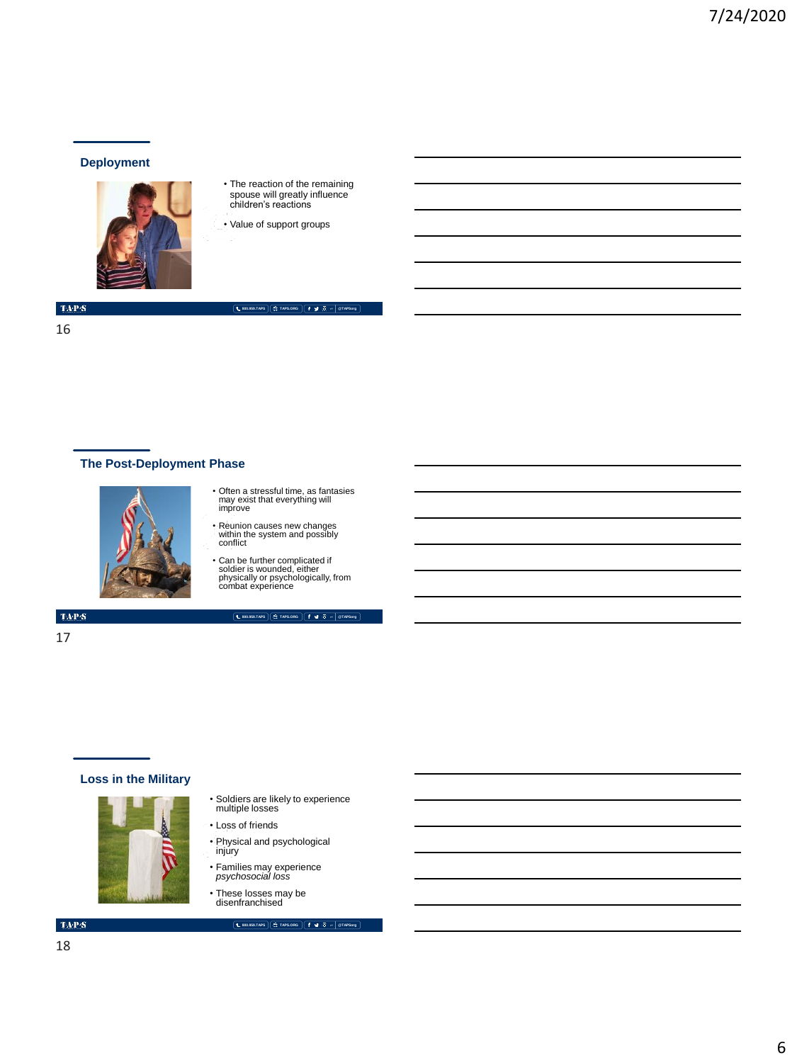## Deployment

- The reaction of the remaining spouse will greatly influence children's reactions
- Value of support groups

## The Post-Deployment Phase

- Often a stressful time, as fantasies may exist that everything will improve
- Reunion causes new changes within the system and possibly conflict
- Can be further complicated if soldier is wounded, either physically or psychologically, from combat experience

## Loss in the Military

- Soldiers are likely to experience multiple losses
- Loss of friends
- Physical and psychological injury
- Families may experience *psychosocial loss*
- These losses may be disenfranchised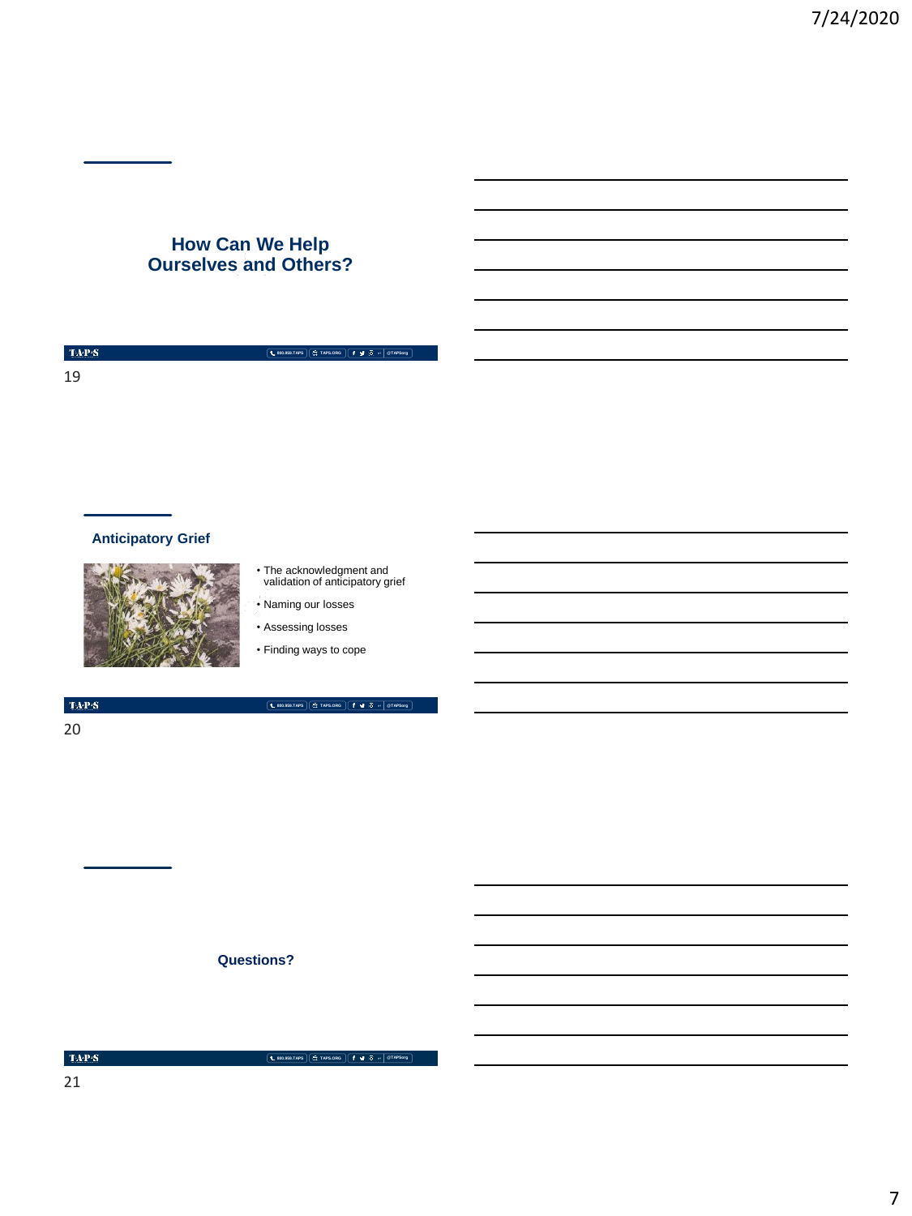## How Can We Help Ourselves and Others?

## Anticipatory Grief

- The acknowledgment and validation of anticipatory grief
- Naming our losses
- Assessing losses
- Finding ways to cope

## Questions?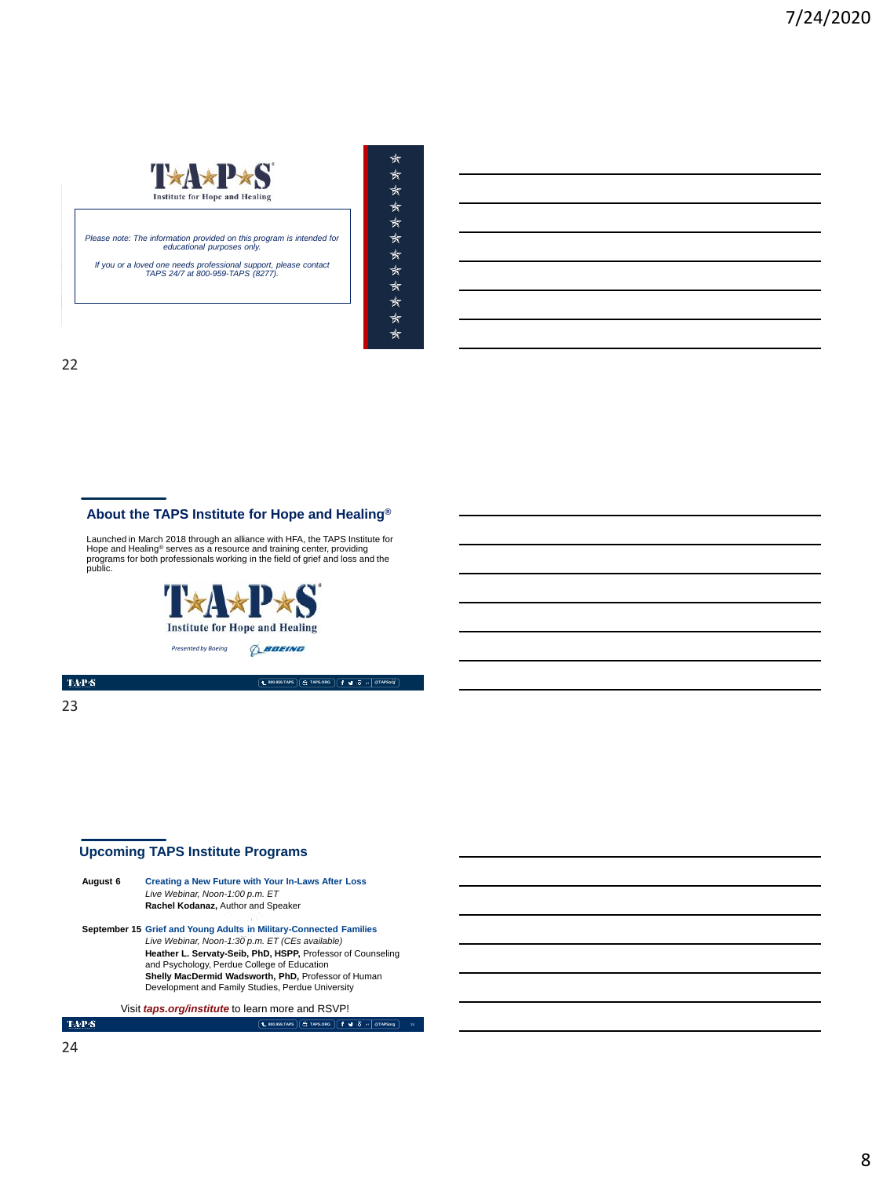**TAPS**

Institute for Hope and Healing

*Please note: The information provided on this program is intended for educational purposes only.*

*If you or a loved one needs professional support, please contact TAPS 24/7 at 800-959-TAPS (8277).*

## About the TAPS Institute for Hope and Healing®

Launched in March 2018 through an alliance with HFA, the TAPS Institute for Hope and Healing® serves as a resource and training center, providing programs for both professionals working in the field of grief and loss and the public.

**TAPS**

Institute for Hope and Healing

*Presented by Boeing*

## Upcoming TAPS Institute Programs

**August 6** — **Creating a New Future with Your In-Laws After Loss**
*Live Webinar, Noon-1:00 p.m. ET*
**Rachel Kodanaz,** Author and Speaker

**September 15** — **Grief and Young Adults in Military-Connected Families**
*Live Webinar, Noon-1:30 p.m. ET (CEs available)*
**Heather L. Servaty-Seib, PhD, HSPP,** Professor of Counseling and Psychology, Perdue College of Education
**Shelly MacDermid Wadsworth, PhD,** Professor of Human Development and Family Studies, Perdue University

Visit ***taps.org/institute*** to learn more and RSVP!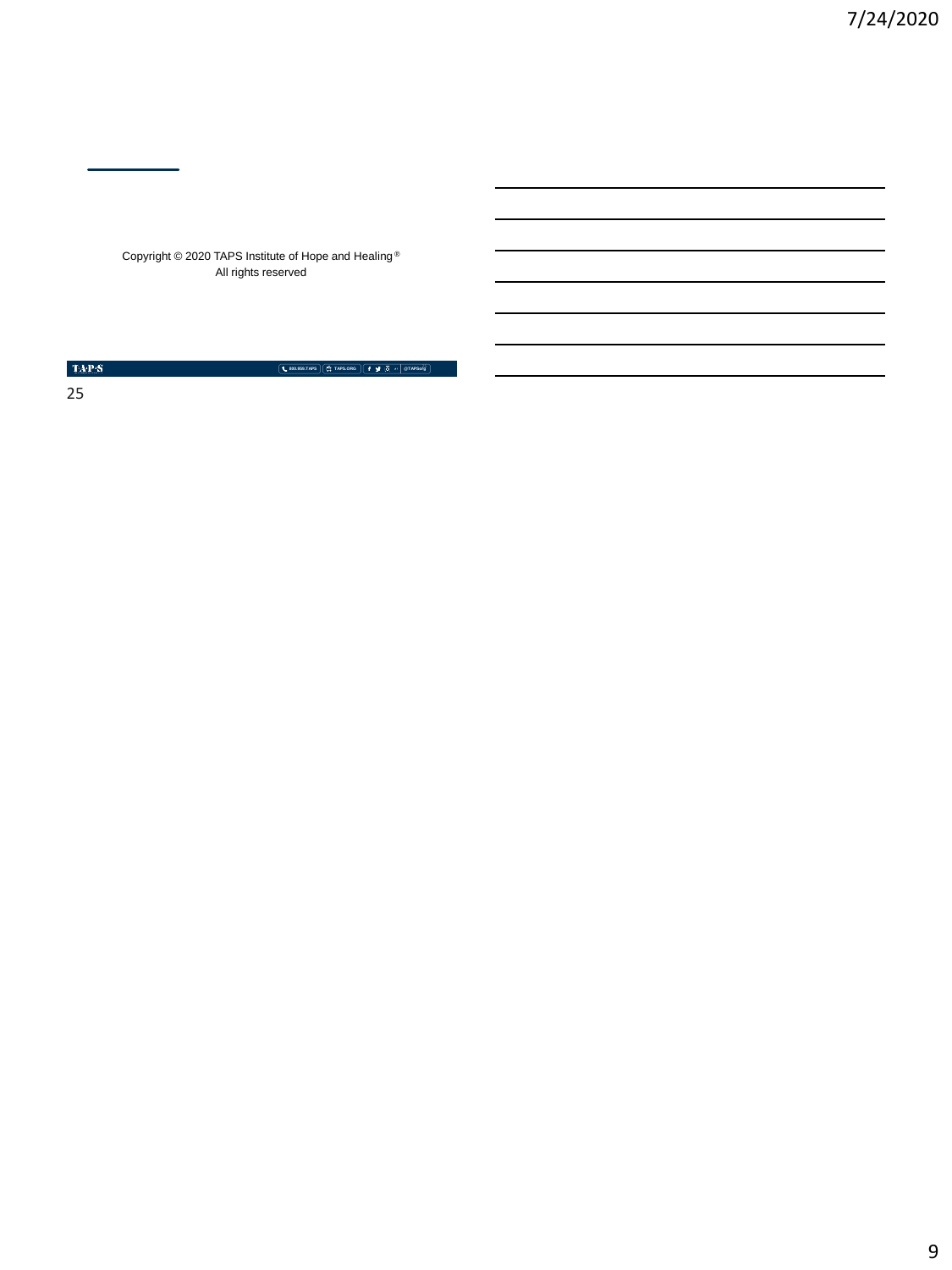Copyright © 2020 TAPS Institute of Hope and Healing®
All rights reserved